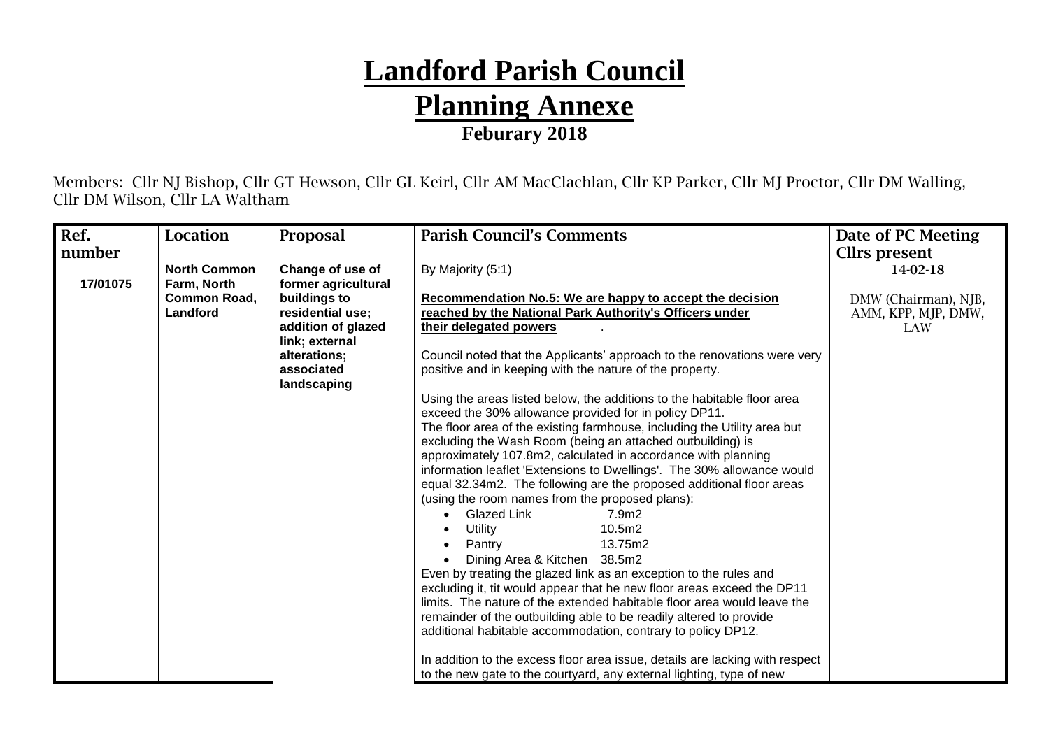# Landford Parish Council

## Planning Annexe

### Feburary 2018

Members: Cllr NJ Bishop, Cllr GT Hewson, Cllr GL Keirl, Cllr AM MacClachlan, Cllr KP Parker, Cllr MJ Proctor, Cllr DM Walling, Cllr DM Wilson, Cllr LA Waltham

| Ref. number | Location | Proposal | Parish Council's Comments | Date of PC Meeting Cllrs present |
|---|---|---|---|---|
| 17/01075 | **North Common Farm, North Common Road, Landford** | **Change of use of former agricultural buildings to residential use; addition of glazed link; external alterations; associated landscaping** | By Majority (5:1)<br><br>**Recommendation No.5: We are happy to accept the decision reached by the National Park Authority's Officers under their delegated powers** .<br><br>Council noted that the Applicants' approach to the renovations were very positive and in keeping with the nature of the property.<br><br>Using the areas listed below, the additions to the habitable floor area exceed the 30% allowance provided for in policy DP11.<br>The floor area of the existing farmhouse, including the Utility area but excluding the Wash Room (being an attached outbuilding) is approximately 107.8m2, calculated in accordance with planning information leaflet 'Extensions to Dwellings'. The 30% allowance would equal 32.34m2. The following are the proposed additional floor areas (using the room names from the proposed plans):<br>• Glazed Link 7.9m2<br>• Utility 10.5m2<br>• Pantry 13.75m2<br>• Dining Area & Kitchen 38.5m2<br>Even by treating the glazed link as an exception to the rules and excluding it, tit would appear that he new floor areas exceed the DP11 limits. The nature of the extended habitable floor area would leave the remainder of the outbuilding able to be readily altered to provide additional habitable accommodation, contrary to policy DP12.<br><br>In addition to the excess floor area issue, details are lacking with respect to the new gate to the courtyard, any external lighting, type of new | **14-02-18**<br><br>DMW (Chairman), NJB, AMM, KPP, MJP, DMW, LAW |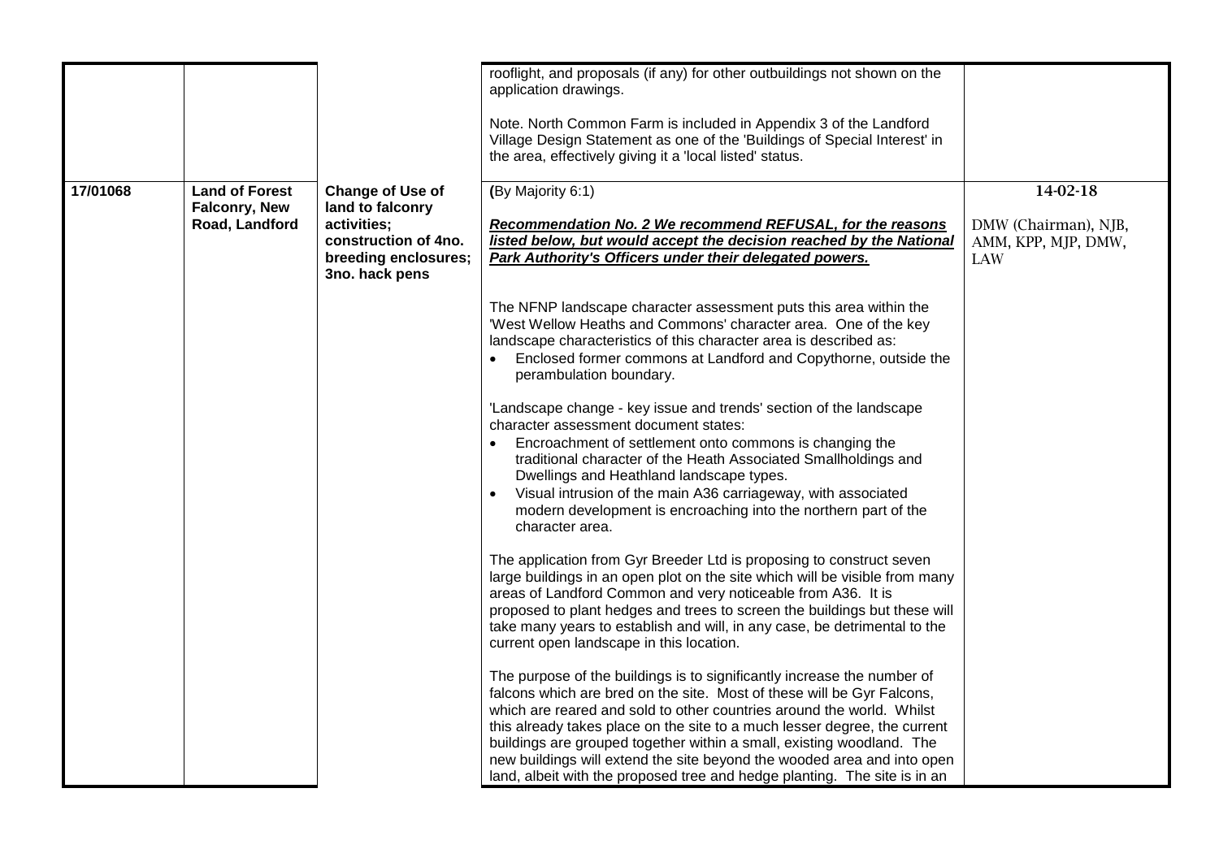| | | | | |
|---|---|---|---|---|
| | | | rooflight, and proposals (if any) for other outbuildings not shown on the application drawings.<br><br>Note. North Common Farm is included in Appendix 3 of the Landford Village Design Statement as one of the 'Buildings of Special Interest' in the area, effectively giving it a 'local listed' status. | |
| **17/01068** | **Land of Forest Falconry, New Road, Landford** | **Change of Use of land to falconry activities; construction of 4no. breeding enclosures; 3no. hack pens** | **(**By Majority 6:1)<br><br>***Recommendation No. 2 We recommend REFUSAL, for the reasons listed below, but would accept the decision reached by the National Park Authority's Officers under their delegated powers.***<br><br>The NFNP landscape character assessment puts this area within the 'West Wellow Heaths and Commons' character area. One of the key landscape characteristics of this character area is described as:<br>• Enclosed former commons at Landford and Copythorne, outside the perambulation boundary.<br><br>'Landscape change - key issue and trends' section of the landscape character assessment document states:<br>• Encroachment of settlement onto commons is changing the traditional character of the Heath Associated Smallholdings and Dwellings and Heathland landscape types.<br>• Visual intrusion of the main A36 carriageway, with associated modern development is encroaching into the northern part of the character area.<br><br>The application from Gyr Breeder Ltd is proposing to construct seven large buildings in an open plot on the site which will be visible from many areas of Landford Common and very noticeable from A36. It is proposed to plant hedges and trees to screen the buildings but these will take many years to establish and will, in any case, be detrimental to the current open landscape in this location.<br><br>The purpose of the buildings is to significantly increase the number of falcons which are bred on the site. Most of these will be Gyr Falcons, which are reared and sold to other countries around the world. Whilst this already takes place on the site to a much lesser degree, the current buildings are grouped together within a small, existing woodland. The new buildings will extend the site beyond the wooded area and into open land, albeit with the proposed tree and hedge planting. The site is in an | **14-02-18**<br><br>DMW (Chairman), NJB, AMM, KPP, MJP, DMW, LAW |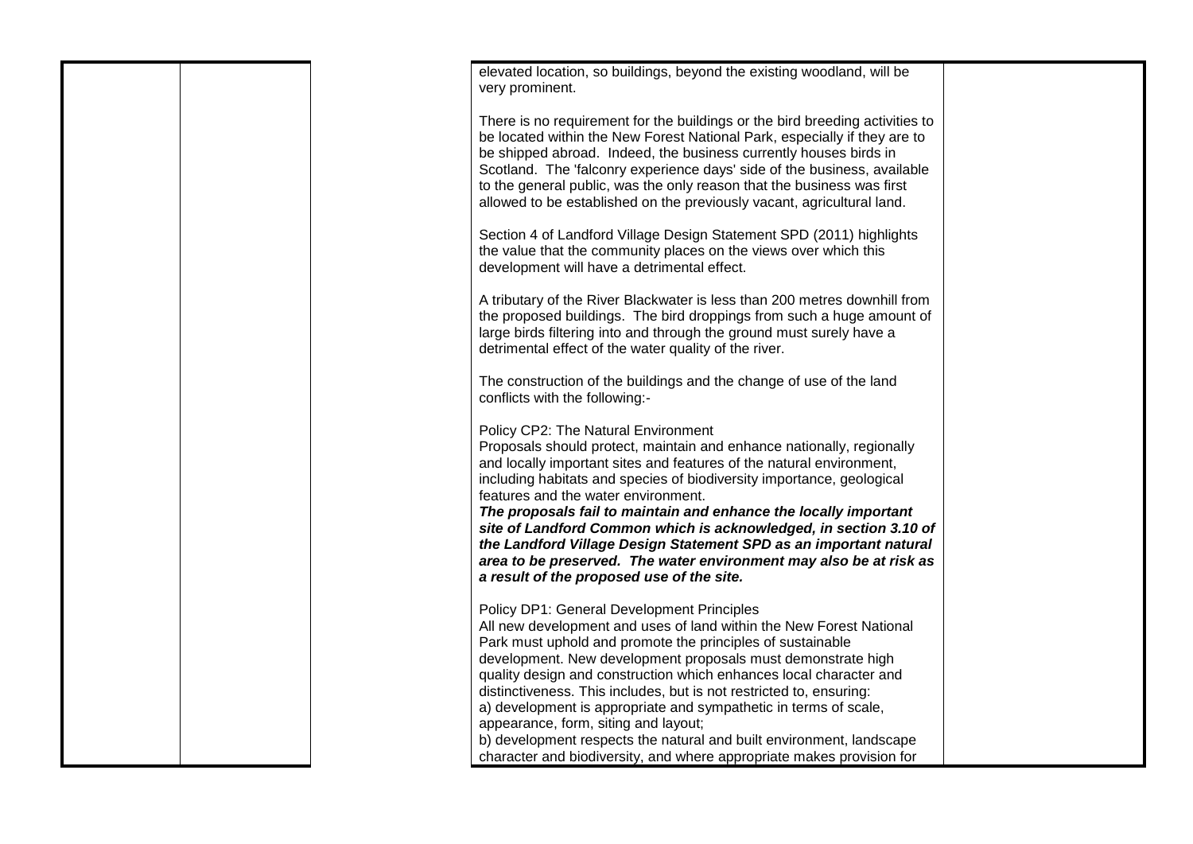| | | | |
|---|---|---|---|
| | | elevated location, so buildings, beyond the existing woodland, will be very prominent.<br><br>There is no requirement for the buildings or the bird breeding activities to be located within the New Forest National Park, especially if they are to be shipped abroad. Indeed, the business currently houses birds in Scotland. The 'falconry experience days' side of the business, available to the general public, was the only reason that the business was first allowed to be established on the previously vacant, agricultural land.<br><br>Section 4 of Landford Village Design Statement SPD (2011) highlights the value that the community places on the views over which this development will have a detrimental effect.<br><br>A tributary of the River Blackwater is less than 200 metres downhill from the proposed buildings. The bird droppings from such a huge amount of large birds filtering into and through the ground must surely have a detrimental effect of the water quality of the river.<br><br>The construction of the buildings and the change of use of the land conflicts with the following:-<br><br>Policy CP2: The Natural Environment<br>Proposals should protect, maintain and enhance nationally, regionally and locally important sites and features of the natural environment, including habitats and species of biodiversity importance, geological features and the water environment.<br>***The proposals fail to maintain and enhance the locally important site of Landford Common which is acknowledged, in section 3.10 of the Landford Village Design Statement SPD as an important natural area to be preserved. The water environment may also be at risk as a result of the proposed use of the site.***<br><br>Policy DP1: General Development Principles<br>All new development and uses of land within the New Forest National Park must uphold and promote the principles of sustainable development. New development proposals must demonstrate high quality design and construction which enhances local character and distinctiveness. This includes, but is not restricted to, ensuring:<br>a) development is appropriate and sympathetic in terms of scale, appearance, form, siting and layout;<br>b) development respects the natural and built environment, landscape character and biodiversity, and where appropriate makes provision for | |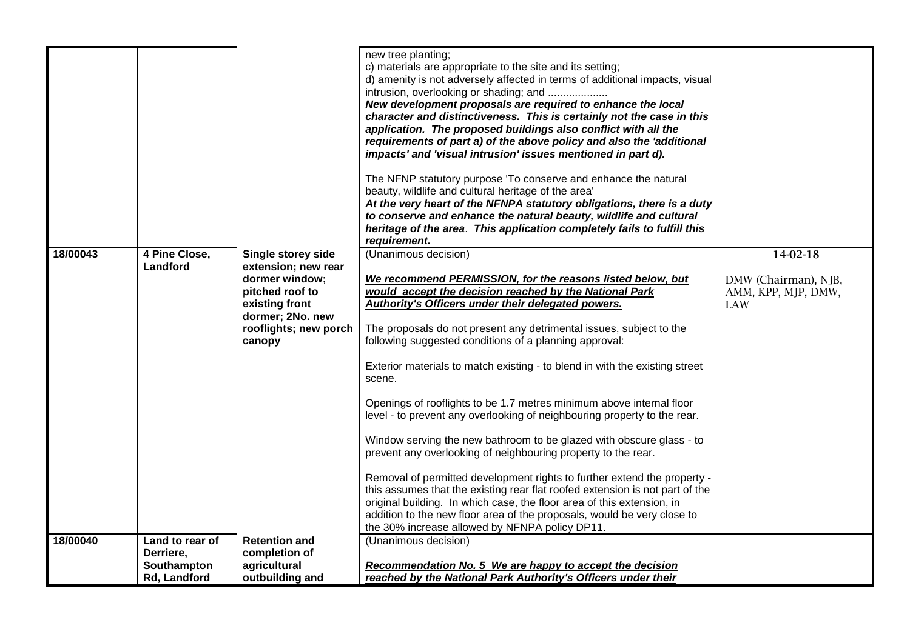| | | | | |
|---|---|---|---|---|
| | | | new tree planting;<br>c) materials are appropriate to the site and its setting;<br>d) amenity is not adversely affected in terms of additional impacts, visual intrusion, overlooking or shading; and ....................<br>***New development proposals are required to enhance the local character and distinctiveness. This is certainly not the case in this application. The proposed buildings also conflict with all the requirements of part a) of the above policy and also the 'additional impacts' and 'visual intrusion' issues mentioned in part d).***<br><br>The NFNP statutory purpose 'To conserve and enhance the natural beauty, wildlife and cultural heritage of the area'<br>***At the very heart of the NFNPA statutory obligations, there is a duty to conserve and enhance the natural beauty, wildlife and cultural heritage of the area. This application completely fails to fulfill this requirement.*** | |
| **18/00043** | **4 Pine Close, Landford** | **Single storey side extension; new rear dormer window; pitched roof to existing front dormer; 2No. new rooflights; new porch canopy** | (Unanimous decision)<br><br>***We recommend PERMISSION, for the reasons listed below, but would accept the decision reached by the National Park Authority's Officers under their delegated powers.***<br><br>The proposals do not present any detrimental issues, subject to the following suggested conditions of a planning approval:<br><br>Exterior materials to match existing - to blend in with the existing street scene.<br><br>Openings of rooflights to be 1.7 metres minimum above internal floor level - to prevent any overlooking of neighbouring property to the rear.<br><br>Window serving the new bathroom to be glazed with obscure glass - to prevent any overlooking of neighbouring property to the rear.<br><br>Removal of permitted development rights to further extend the property - this assumes that the existing rear flat roofed extension is not part of the original building. In which case, the floor area of this extension, in addition to the new floor area of the proposals, would be very close to the 30% increase allowed by NFNPA policy DP11. | 14-02-18<br><br>DMW (Chairman), NJB, AMM, KPP, MJP, DMW, LAW |
| **18/00040** | **Land to rear of Derriere, Southampton Rd, Landford** | **Retention and completion of agricultural outbuilding and** | (Unanimous decision)<br><br>***Recommendation No. 5 We are happy to accept the decision reached by the National Park Authority's Officers under their*** | |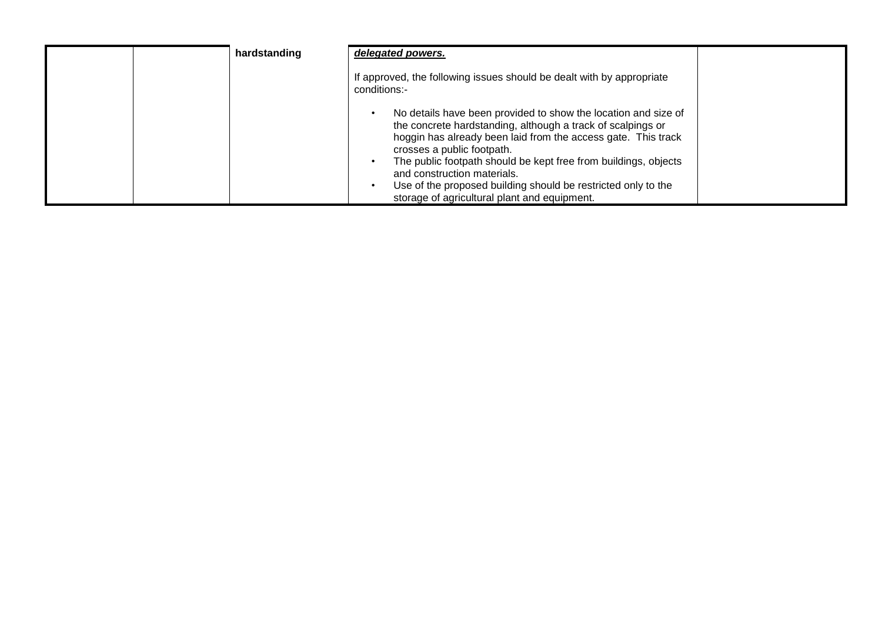| | | | | |
|---|---|---|---|---|
| | | **hardstanding** | ***delegated powers.***<br><br>If approved, the following issues should be dealt with by appropriate conditions:-<br><br>• No details have been provided to show the location and size of the concrete hardstanding, although a track of scalpings or hoggin has already been laid from the access gate. This track crosses a public footpath.<br>• The public footpath should be kept free from buildings, objects and construction materials.<br>• Use of the proposed building should be restricted only to the storage of agricultural plant and equipment. | |